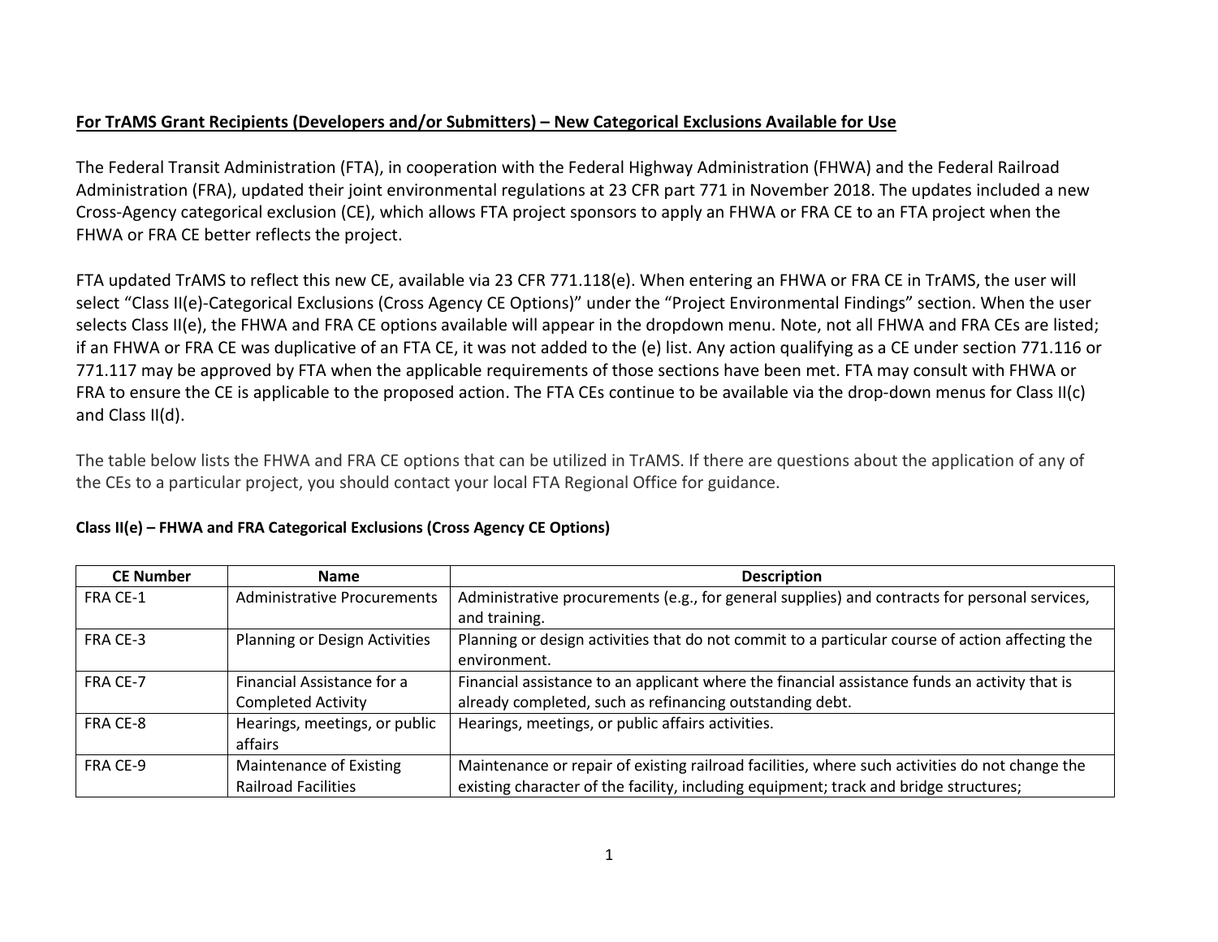**For TrAMS Grant Recipients (Developers and/or Submitters) – New Categorical Exclusions Available for Use**

The Federal Transit Administration (FTA), in cooperation with the Federal Highway Administration (FHWA) and the Federal Railroad Administration (FRA), updated their joint environmental regulations at 23 CFR part 771 in November 2018. The updates included a new Cross-Agency categorical exclusion (CE), which allows FTA project sponsors to apply an FHWA or FRA CE to an FTA project when the FHWA or FRA CE better reflects the project.

FTA updated TrAMS to reflect this new CE, available via 23 CFR 771.118(e). When entering an FHWA or FRA CE in TrAMS, the user will select "Class II(e)-Categorical Exclusions (Cross Agency CE Options)" under the "Project Environmental Findings" section. When the user selects Class II(e), the FHWA and FRA CE options available will appear in the dropdown menu. Note, not all FHWA and FRA CEs are listed; if an FHWA or FRA CE was duplicative of an FTA CE, it was not added to the (e) list. Any action qualifying as a CE under section 771.116 or 771.117 may be approved by FTA when the applicable requirements of those sections have been met. FTA may consult with FHWA or FRA to ensure the CE is applicable to the proposed action. The FTA CEs continue to be available via the drop-down menus for Class II(c) and Class II(d).

The table below lists the FHWA and FRA CE options that can be utilized in TrAMS. If there are questions about the application of any of the CEs to a particular project, you should contact your local FTA Regional Office for guidance.

**Class II(e) – FHWA and FRA Categorical Exclusions (Cross Agency CE Options)**

| CE Number | Name | Description |
|---|---|---|
| FRA CE-1 | Administrative Procurements | Administrative procurements (e.g., for general supplies) and contracts for personal services, and training. |
| FRA CE-3 | Planning or Design Activities | Planning or design activities that do not commit to a particular course of action affecting the environment. |
| FRA CE-7 | Financial Assistance for a Completed Activity | Financial assistance to an applicant where the financial assistance funds an activity that is already completed, such as refinancing outstanding debt. |
| FRA CE-8 | Hearings, meetings, or public affairs | Hearings, meetings, or public affairs activities. |
| FRA CE-9 | Maintenance of Existing Railroad Facilities | Maintenance or repair of existing railroad facilities, where such activities do not change the existing character of the facility, including equipment; track and bridge structures; |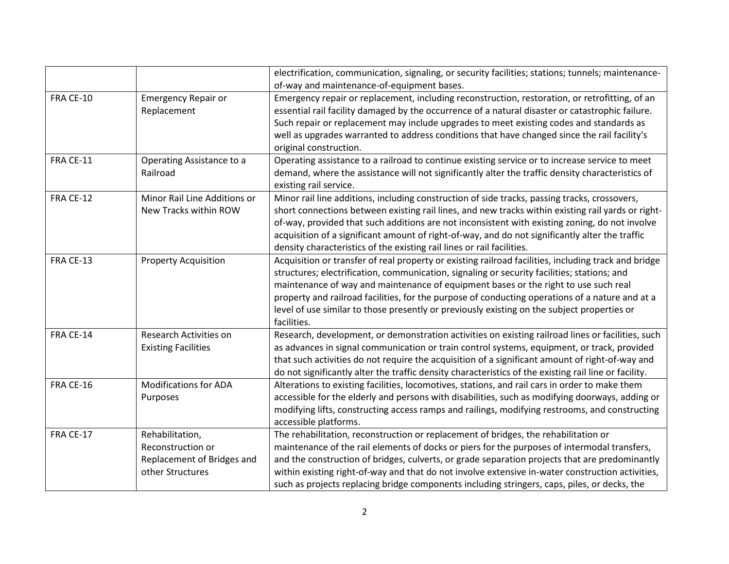| | | |
|---|---|---|
| | | electrification, communication, signaling, or security facilities; stations; tunnels; maintenance-of-way and maintenance-of-equipment bases. |
| FRA CE-10 | Emergency Repair or Replacement | Emergency repair or replacement, including reconstruction, restoration, or retrofitting, of an essential rail facility damaged by the occurrence of a natural disaster or catastrophic failure. Such repair or replacement may include upgrades to meet existing codes and standards as well as upgrades warranted to address conditions that have changed since the rail facility's original construction. |
| FRA CE-11 | Operating Assistance to a Railroad | Operating assistance to a railroad to continue existing service or to increase service to meet demand, where the assistance will not significantly alter the traffic density characteristics of existing rail service. |
| FRA CE-12 | Minor Rail Line Additions or New Tracks within ROW | Minor rail line additions, including construction of side tracks, passing tracks, crossovers, short connections between existing rail lines, and new tracks within existing rail yards or right-of-way, provided that such additions are not inconsistent with existing zoning, do not involve acquisition of a significant amount of right-of-way, and do not significantly alter the traffic density characteristics of the existing rail lines or rail facilities. |
| FRA CE-13 | Property Acquisition | Acquisition or transfer of real property or existing railroad facilities, including track and bridge structures; electrification, communication, signaling or security facilities; stations; and maintenance of way and maintenance of equipment bases or the right to use such real property and railroad facilities, for the purpose of conducting operations of a nature and at a level of use similar to those presently or previously existing on the subject properties or facilities. |
| FRA CE-14 | Research Activities on Existing Facilities | Research, development, or demonstration activities on existing railroad lines or facilities, such as advances in signal communication or train control systems, equipment, or track, provided that such activities do not require the acquisition of a significant amount of right-of-way and do not significantly alter the traffic density characteristics of the existing rail line or facility. |
| FRA CE-16 | Modifications for ADA Purposes | Alterations to existing facilities, locomotives, stations, and rail cars in order to make them accessible for the elderly and persons with disabilities, such as modifying doorways, adding or modifying lifts, constructing access ramps and railings, modifying restrooms, and constructing accessible platforms. |
| FRA CE-17 | Rehabilitation, Reconstruction or Replacement of Bridges and other Structures | The rehabilitation, reconstruction or replacement of bridges, the rehabilitation or maintenance of the rail elements of docks or piers for the purposes of intermodal transfers, and the construction of bridges, culverts, or grade separation projects that are predominantly within existing right-of-way and that do not involve extensive in-water construction activities, such as projects replacing bridge components including stringers, caps, piles, or decks, the |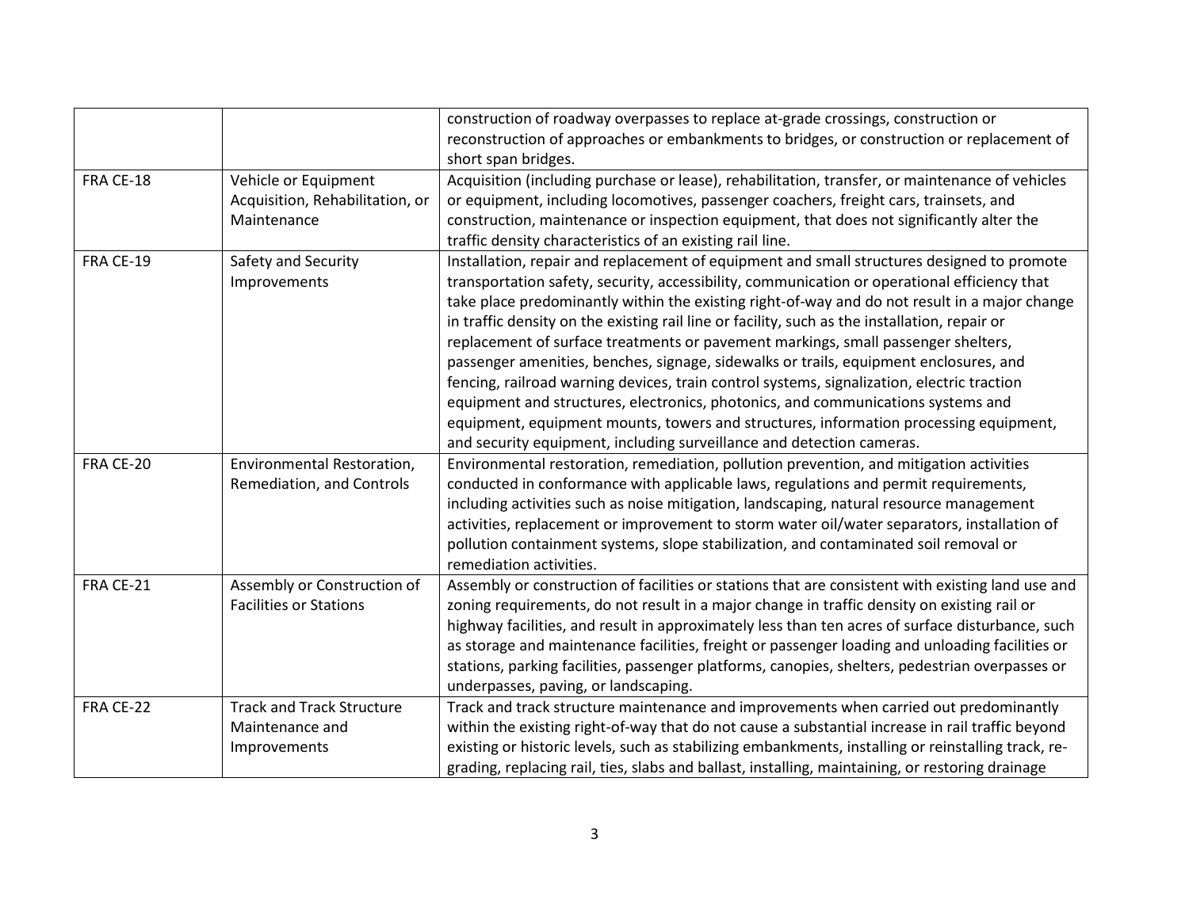| | | |
|---|---|---|
| | | construction of roadway overpasses to replace at-grade crossings, construction or reconstruction of approaches or embankments to bridges, or construction or replacement of short span bridges. |
| FRA CE-18 | Vehicle or Equipment Acquisition, Rehabilitation, or Maintenance | Acquisition (including purchase or lease), rehabilitation, transfer, or maintenance of vehicles or equipment, including locomotives, passenger coachers, freight cars, trainsets, and construction, maintenance or inspection equipment, that does not significantly alter the traffic density characteristics of an existing rail line. |
| FRA CE-19 | Safety and Security Improvements | Installation, repair and replacement of equipment and small structures designed to promote transportation safety, security, accessibility, communication or operational efficiency that take place predominantly within the existing right-of-way and do not result in a major change in traffic density on the existing rail line or facility, such as the installation, repair or replacement of surface treatments or pavement markings, small passenger shelters, passenger amenities, benches, signage, sidewalks or trails, equipment enclosures, and fencing, railroad warning devices, train control systems, signalization, electric traction equipment and structures, electronics, photonics, and communications systems and equipment, equipment mounts, towers and structures, information processing equipment, and security equipment, including surveillance and detection cameras. |
| FRA CE-20 | Environmental Restoration, Remediation, and Controls | Environmental restoration, remediation, pollution prevention, and mitigation activities conducted in conformance with applicable laws, regulations and permit requirements, including activities such as noise mitigation, landscaping, natural resource management activities, replacement or improvement to storm water oil/water separators, installation of pollution containment systems, slope stabilization, and contaminated soil removal or remediation activities. |
| FRA CE-21 | Assembly or Construction of Facilities or Stations | Assembly or construction of facilities or stations that are consistent with existing land use and zoning requirements, do not result in a major change in traffic density on existing rail or highway facilities, and result in approximately less than ten acres of surface disturbance, such as storage and maintenance facilities, freight or passenger loading and unloading facilities or stations, parking facilities, passenger platforms, canopies, shelters, pedestrian overpasses or underpasses, paving, or landscaping. |
| FRA CE-22 | Track and Track Structure Maintenance and Improvements | Track and track structure maintenance and improvements when carried out predominantly within the existing right-of-way that do not cause a substantial increase in rail traffic beyond existing or historic levels, such as stabilizing embankments, installing or reinstalling track, re-grading, replacing rail, ties, slabs and ballast, installing, maintaining, or restoring drainage |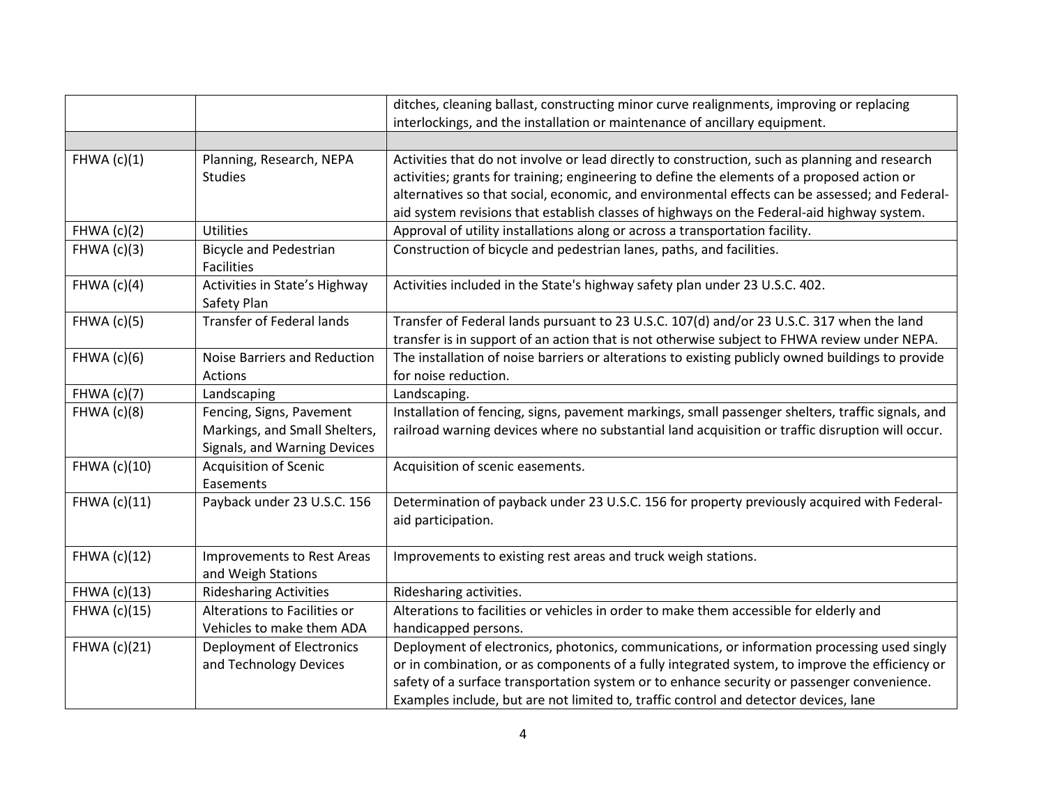| | | |
|---|---|---|
| | | ditches, cleaning ballast, constructing minor curve realignments, improving or replacing interlockings, and the installation or maintenance of ancillary equipment. |
| | | |
| FHWA (c)(1) | Planning, Research, NEPA Studies | Activities that do not involve or lead directly to construction, such as planning and research activities; grants for training; engineering to define the elements of a proposed action or alternatives so that social, economic, and environmental effects can be assessed; and Federal-aid system revisions that establish classes of highways on the Federal-aid highway system. |
| FHWA (c)(2) | Utilities | Approval of utility installations along or across a transportation facility. |
| FHWA (c)(3) | Bicycle and Pedestrian Facilities | Construction of bicycle and pedestrian lanes, paths, and facilities. |
| FHWA (c)(4) | Activities in State's Highway Safety Plan | Activities included in the State's highway safety plan under 23 U.S.C. 402. |
| FHWA (c)(5) | Transfer of Federal lands | Transfer of Federal lands pursuant to 23 U.S.C. 107(d) and/or 23 U.S.C. 317 when the land transfer is in support of an action that is not otherwise subject to FHWA review under NEPA. |
| FHWA (c)(6) | Noise Barriers and Reduction Actions | The installation of noise barriers or alterations to existing publicly owned buildings to provide for noise reduction. |
| FHWA (c)(7) | Landscaping | Landscaping. |
| FHWA (c)(8) | Fencing, Signs, Pavement Markings, and Small Shelters, Signals, and Warning Devices | Installation of fencing, signs, pavement markings, small passenger shelters, traffic signals, and railroad warning devices where no substantial land acquisition or traffic disruption will occur. |
| FHWA (c)(10) | Acquisition of Scenic Easements | Acquisition of scenic easements. |
| FHWA (c)(11) | Payback under 23 U.S.C. 156 | Determination of payback under 23 U.S.C. 156 for property previously acquired with Federal-aid participation. |
| FHWA (c)(12) | Improvements to Rest Areas and Weigh Stations | Improvements to existing rest areas and truck weigh stations. |
| FHWA (c)(13) | Ridesharing Activities | Ridesharing activities. |
| FHWA (c)(15) | Alterations to Facilities or Vehicles to make them ADA | Alterations to facilities or vehicles in order to make them accessible for elderly and handicapped persons. |
| FHWA (c)(21) | Deployment of Electronics and Technology Devices | Deployment of electronics, photonics, communications, or information processing used singly or in combination, or as components of a fully integrated system, to improve the efficiency or safety of a surface transportation system or to enhance security or passenger convenience. Examples include, but are not limited to, traffic control and detector devices, lane |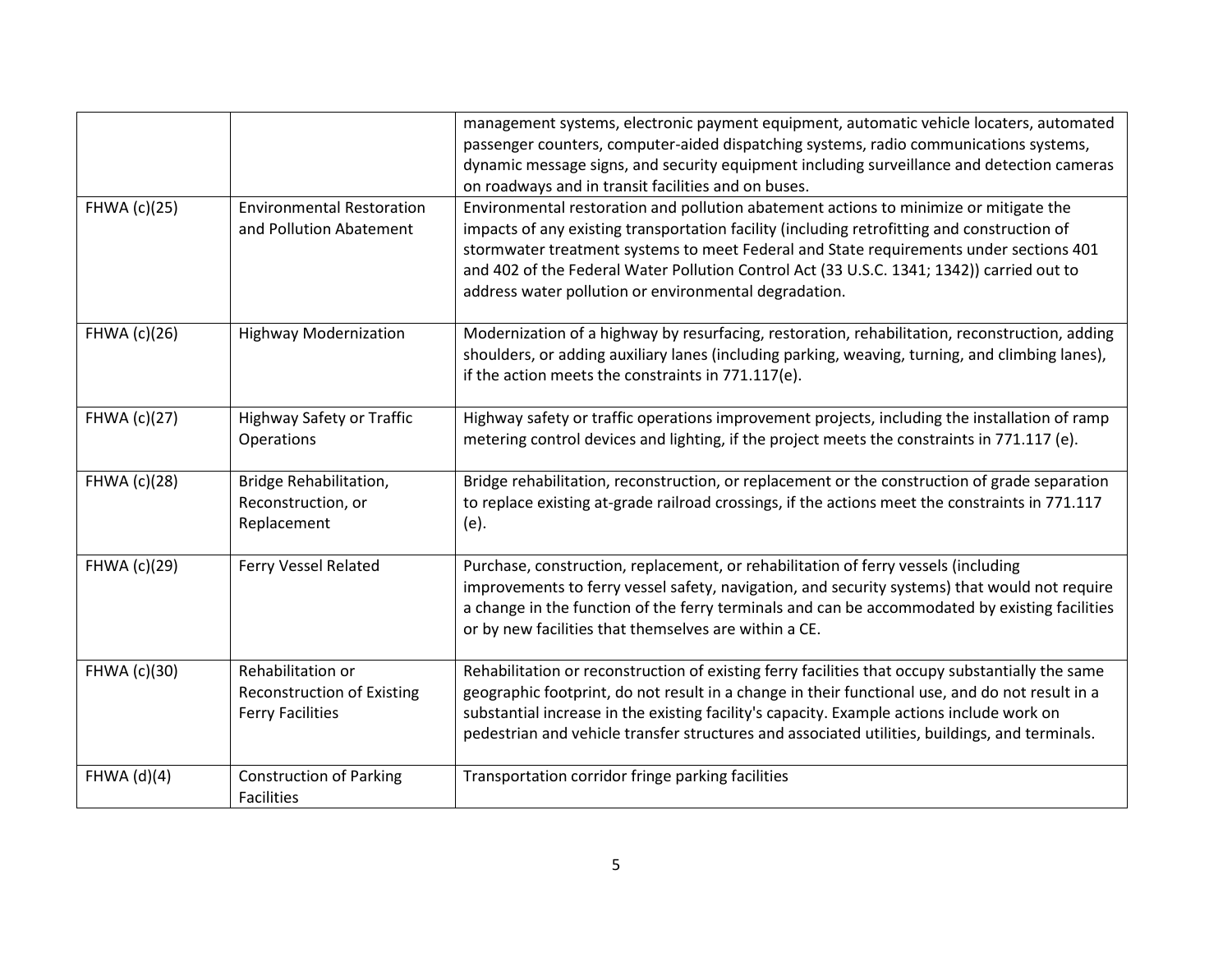| | | |
|---|---|---|
| | | management systems, electronic payment equipment, automatic vehicle locaters, automated passenger counters, computer-aided dispatching systems, radio communications systems, dynamic message signs, and security equipment including surveillance and detection cameras on roadways and in transit facilities and on buses. |
| FHWA (c)(25) | Environmental Restoration and Pollution Abatement | Environmental restoration and pollution abatement actions to minimize or mitigate the impacts of any existing transportation facility (including retrofitting and construction of stormwater treatment systems to meet Federal and State requirements under sections 401 and 402 of the Federal Water Pollution Control Act (33 U.S.C. 1341; 1342)) carried out to address water pollution or environmental degradation. |
| FHWA (c)(26) | Highway Modernization | Modernization of a highway by resurfacing, restoration, rehabilitation, reconstruction, adding shoulders, or adding auxiliary lanes (including parking, weaving, turning, and climbing lanes), if the action meets the constraints in 771.117(e). |
| FHWA (c)(27) | Highway Safety or Traffic Operations | Highway safety or traffic operations improvement projects, including the installation of ramp metering control devices and lighting, if the project meets the constraints in 771.117 (e). |
| FHWA (c)(28) | Bridge Rehabilitation, Reconstruction, or Replacement | Bridge rehabilitation, reconstruction, or replacement or the construction of grade separation to replace existing at-grade railroad crossings, if the actions meet the constraints in 771.117 (e). |
| FHWA (c)(29) | Ferry Vessel Related | Purchase, construction, replacement, or rehabilitation of ferry vessels (including improvements to ferry vessel safety, navigation, and security systems) that would not require a change in the function of the ferry terminals and can be accommodated by existing facilities or by new facilities that themselves are within a CE. |
| FHWA (c)(30) | Rehabilitation or Reconstruction of Existing Ferry Facilities | Rehabilitation or reconstruction of existing ferry facilities that occupy substantially the same geographic footprint, do not result in a change in their functional use, and do not result in a substantial increase in the existing facility's capacity. Example actions include work on pedestrian and vehicle transfer structures and associated utilities, buildings, and terminals. |
| FHWA (d)(4) | Construction of Parking Facilities | Transportation corridor fringe parking facilities |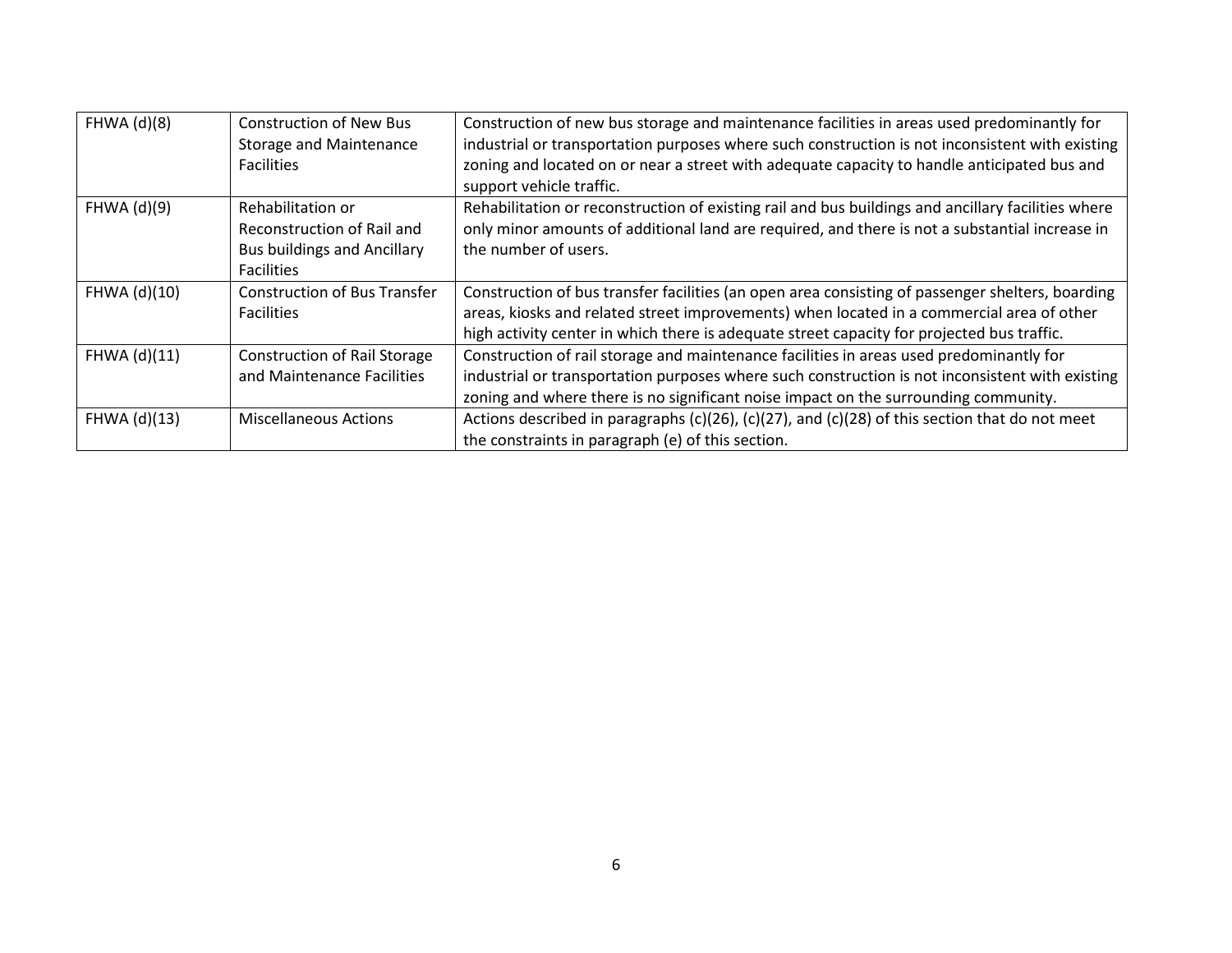| | | |
|---|---|---|
| FHWA (d)(8) | Construction of New Bus Storage and Maintenance Facilities | Construction of new bus storage and maintenance facilities in areas used predominantly for industrial or transportation purposes where such construction is not inconsistent with existing zoning and located on or near a street with adequate capacity to handle anticipated bus and support vehicle traffic. |
| FHWA (d)(9) | Rehabilitation or Reconstruction of Rail and Bus buildings and Ancillary Facilities | Rehabilitation or reconstruction of existing rail and bus buildings and ancillary facilities where only minor amounts of additional land are required, and there is not a substantial increase in the number of users. |
| FHWA (d)(10) | Construction of Bus Transfer Facilities | Construction of bus transfer facilities (an open area consisting of passenger shelters, boarding areas, kiosks and related street improvements) when located in a commercial area of other high activity center in which there is adequate street capacity for projected bus traffic. |
| FHWA (d)(11) | Construction of Rail Storage and Maintenance Facilities | Construction of rail storage and maintenance facilities in areas used predominantly for industrial or transportation purposes where such construction is not inconsistent with existing zoning and where there is no significant noise impact on the surrounding community. |
| FHWA (d)(13) | Miscellaneous Actions | Actions described in paragraphs (c)(26), (c)(27), and (c)(28) of this section that do not meet the constraints in paragraph (e) of this section. |